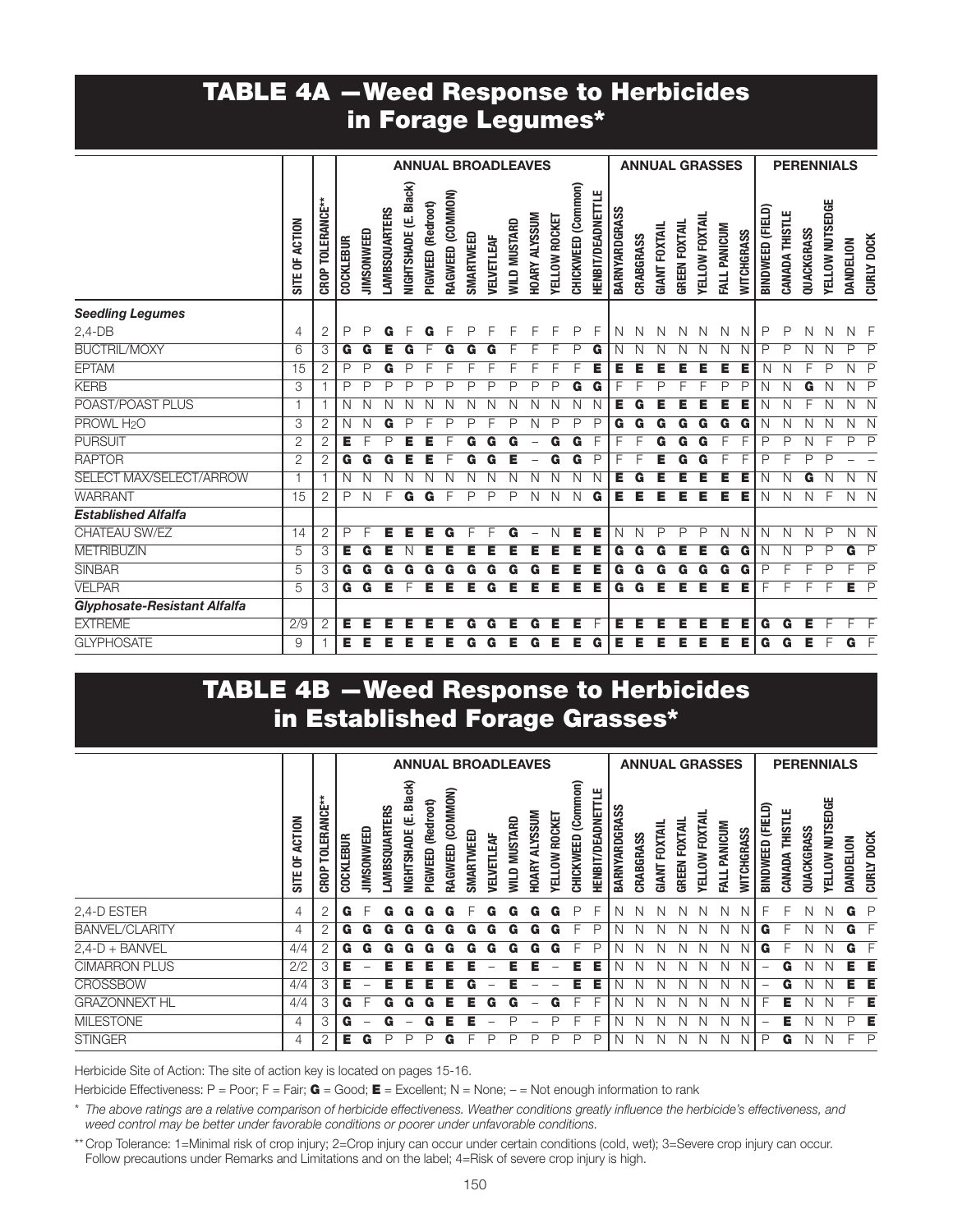# TABLE 4A —Weed Response to Herbicides in Forage Legumes*

| | SITE OF ACTION | CROP TOLERANCE** | COCKLEBUR | JIMSONWEED | LAMBSQUARTERS | NIGHTSHADE (E. Black) | PIGWEED (Redroot) | RAGWEED (COMMON) | SMARTWEED | VELVETLEAF | WILD MUSTARD | HOARY ALYSSUM | YELLOW ROCKET | CHICKWEED (Common) | HENBIT/DEADNETTLE | BARNYARDGRASS | CRABGRASS | GIANT FOXTAIL | GREEN FOXTAIL | YELLOW FOXTAIL | FALL PANICUM | WITCHGRASS | BINDWEED (FIELD) | CANADA THISTLE | QUACKGRASS | YELLOW NUTSEDGE | DANDELION | CURLY DOCK |
|---|---|---|---|---|---|---|---|---|---|---|---|---|---|---|---|---|---|---|---|---|---|---|---|---|---|---|---|---|
| | | | **ANNUAL BROADLEAVES** | | | | | | | | | | | | | **ANNUAL GRASSES** | | | | | | | **PERENNIALS** | | | | | |
| ***Seedling Legumes*** | | | | | | | | | | | | | | | | | | | | | | | | | | | | |
| 2,4-DB | 4 | 2 | P | P | **G** | F | **G** | F | P | F | F | F | F | P | F | N | N | N | N | N | N | N | P | P | N | N | N | F |
| BUCTRIL/MOXY | 6 | 3 | **G** | **G** | **E** | **G** | F | **G** | **G** | **G** | F | F | F | P | **G** | N | N | N | N | N | N | N | P | P | N | N | P | P |
| EPTAM | 15 | 2 | P | P | **G** | P | F | F | F | F | F | F | F | F | **E** | **E** | **E** | **E** | **E** | **E** | **E** | **E** | N | N | F | P | N | P |
| KERB | 3 | 1 | P | P | P | P | P | P | P | P | P | P | P | **G** | **G** | F | F | P | F | F | P | P | N | N | **G** | N | N | P |
| POAST/POAST PLUS | 1 | 1 | N | N | N | N | N | N | N | N | N | N | N | N | N | **E** | **G** | **E** | **E** | **E** | **E** | **E** | N | N | F | N | N | N |
| PROWL $H_2O$ | 3 | 2 | N | N | **G** | P | F | P | P | F | P | N | P | P | P | **G** | **G** | **G** | **G** | **G** | **G** | **G** | N | N | N | N | N | N |
| PURSUIT | 2 | 2 | **E** | F | P | **E** | **E** | F | **G** | **G** | **G** | – | **G** | **G** | F | F | F | **G** | **G** | **G** | F | F | P | P | N | F | P | P |
| RAPTOR | 2 | 2 | **G** | **G** | **G** | **E** | **E** | F | **G** | **G** | **E** | – | **G** | **G** | P | F | F | **E** | **G** | **G** | F | F | P | F | P | P | – | – |
| SELECT MAX/SELECT/ARROW | 1 | 1 | N | N | N | N | N | N | N | N | N | N | N | N | N | **E** | **G** | **E** | **E** | **E** | **E** | **E** | N | N | **G** | N | N | N |
| WARRANT | 15 | 2 | P | N | F | **G** | **G** | F | P | P | P | N | N | N | **G** | **E** | **E** | **E** | **E** | **E** | **E** | **E** | N | N | N | F | N | N |
| ***Established Alfalfa*** | | | | | | | | | | | | | | | | | | | | | | | | | | | | |
| CHATEAU SW/EZ | 14 | 2 | P | F | **E** | **E** | **E** | **G** | F | F | **G** | – | N | **E** | **E** | N | N | P | P | P | N | N | N | N | N | P | N | N |
| METRIBUZIN | 5 | 3 | **E** | **G** | **E** | N | **E** | **E** | **E** | **E** | **E** | **E** | **E** | **E** | **E** | **G** | **G** | **G** | **E** | **E** | **G** | **G** | N | N | P | P | **G** | P |
| SINBAR | 5 | 3 | **G** | **G** | **G** | **G** | **G** | **G** | **G** | **G** | **G** | **G** | **E** | **E** | **E** | **G** | **G** | **G** | **G** | **G** | **G** | **G** | P | F | F | P | F | P |
| VELPAR | 5 | 3 | **G** | **G** | **E** | F | **E** | **E** | **E** | **G** | **E** | **E** | **E** | **E** | **E** | **G** | **G** | **E** | **E** | **E** | **E** | **E** | F | F | F | F | **E** | P |
| ***Glyphosate-Resistant Alfalfa*** | | | | | | | | | | | | | | | | | | | | | | | | | | | | |
| EXTREME | 2/9 | 2 | **E** | **E** | **E** | **E** | **E** | **E** | **G** | **G** | **E** | **G** | **E** | **E** | F | **E** | **E** | **E** | **E** | **E** | **E** | **E** | **G** | **G** | **E** | F | F | F |
| GLYPHOSATE | 9 | 1 | **E** | **E** | **E** | **E** | **E** | **E** | **G** | **G** | **E** | **G** | **E** | **E** | **G** | **E** | **E** | **E** | **E** | **E** | **E** | **E** | **G** | **G** | **E** | F | **G** | F |

# TABLE 4B —Weed Response to Herbicides in Established Forage Grasses*

| | SITE OF ACTION | CROP TOLERANCE** | COCKLEBUR | JIMSONWEED | LAMBSQUARTERS | NIGHTSHADE (E. Black) | PIGWEED (Redroot) | RAGWEED (COMMON) | SMARTWEED | VELVETLEAF | WILD MUSTARD | HOARY ALYSSUM | YELLOW ROCKET | CHICKWEED (Common) | HENBIT/DEADNETTLE | BARNYARDGRASS | CRABGRASS | GIANT FOXTAIL | GREEN FOXTAIL | YELLOW FOXTAIL | FALL PANICUM | WITCHGRASS | BINDWEED (FIELD) | CANADA THISTLE | QUACKGRASS | YELLOW NUTSEDGE | DANDELION | CURLY DOCK |
|---|---|---|---|---|---|---|---|---|---|---|---|---|---|---|---|---|---|---|---|---|---|---|---|---|---|---|---|---|
| | | | **ANNUAL BROADLEAVES** | | | | | | | | | | | | | **ANNUAL GRASSES** | | | | | | | **PERENNIALS** | | | | | |
| 2,4-D ESTER | 4 | 2 | **G** | F | **G** | **G** | **G** | **G** | F | **G** | **G** | **G** | **G** | P | F | N | N | N | N | N | N | N | F | F | N | N | **G** | P |
| BANVEL/CLARITY | 4 | 2 | **G** | **G** | **G** | **G** | **G** | **G** | **G** | **G** | **G** | **G** | **G** | F | P | N | N | N | N | N | N | N | **G** | F | N | N | **G** | F |
| 2,4-D + BANVEL | 4/4 | 2 | **G** | **G** | **G** | **G** | **G** | **G** | **G** | **G** | **G** | **G** | **G** | F | P | N | N | N | N | N | N | N | **G** | F | N | N | **G** | F |
| CIMARRON PLUS | 2/2 | 3 | **E** | – | **E** | **E** | **E** | **E** | **E** | – | **E** | **E** | – | **E** | **E** | N | N | N | N | N | N | N | – | **G** | N | N | **E** | **E** |
| CROSSBOW | 4/4 | 3 | **E** | – | **E** | **E** | **E** | **E** | **G** | – | **E** | – | – | **E** | **E** | N | N | N | N | N | N | N | – | **G** | N | N | **E** | **E** |
| GRAZONNEXT HL | 4/4 | 3 | **G** | F | **G** | **G** | **G** | **E** | **E** | **G** | **G** | – | **G** | F | F | N | N | N | N | N | N | N | F | **E** | N | N | F | **E** |
| MILESTONE | 4 | 3 | **G** | – | **G** | – | **G** | **E** | **E** | – | P | – | P | F | F | N | N | N | N | N | N | N | – | **E** | N | N | P | **E** |
| STINGER | 4 | 2 | **E** | **G** | P | P | P | **G** | F | P | P | P | P | P | P | N | N | N | N | N | N | N | P | **G** | N | N | F | P |

Herbicide Site of Action: The site of action key is located on pages 15-16.

Herbicide Effectiveness: P = Poor; F = Fair; **G** = Good; **E** = Excellent; N = None; – = Not enough information to rank

\* *The above ratings are a relative comparison of herbicide effectiveness. Weather conditions greatly influence the herbicide's effectiveness, and weed control may be better under favorable conditions or poorer under unfavorable conditions.*

** Crop Tolerance: 1=Minimal risk of crop injury; 2=Crop injury can occur under certain conditions (cold, wet); 3=Severe crop injury can occur. Follow precautions under Remarks and Limitations and on the label; 4=Risk of severe crop injury is high.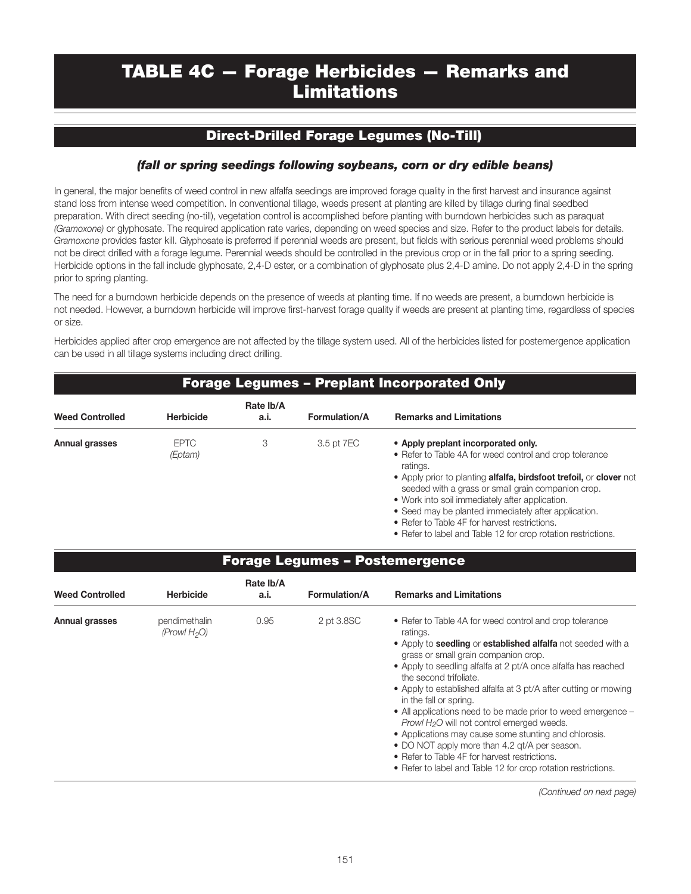# TABLE 4C — Forage Herbicides — Remarks and Limitations

## Direct-Drilled Forage Legumes (No-Till)

### *(fall or spring seedings following soybeans, corn or dry edible beans)*

In general, the major benefits of weed control in new alfalfa seedings are improved forage quality in the first harvest and insurance against stand loss from intense weed competition. In conventional tillage, weeds present at planting are killed by tillage during final seedbed preparation. With direct seeding (no-till), vegetation control is accomplished before planting with burndown herbicides such as paraquat *(Gramoxone)* or glyphosate. The required application rate varies, depending on weed species and size. Refer to the product labels for details. *Gramoxone* provides faster kill. Glyphosate is preferred if perennial weeds are present, but fields with serious perennial weed problems should not be direct drilled with a forage legume. Perennial weeds should be controlled in the previous crop or in the fall prior to a spring seeding. Herbicide options in the fall include glyphosate, 2,4-D ester, or a combination of glyphosate plus 2,4-D amine. Do not apply 2,4-D in the spring prior to spring planting.

The need for a burndown herbicide depends on the presence of weeds at planting time. If no weeds are present, a burndown herbicide is not needed. However, a burndown herbicide will improve first-harvest forage quality if weeds are present at planting time, regardless of species or size.

Herbicides applied after crop emergence are not affected by the tillage system used. All of the herbicides listed for postemergence application can be used in all tillage systems including direct drilling.

## Forage Legumes – Preplant Incorporated Only

| Weed Controlled | Herbicide | Rate lb/A a.i. | Formulation/A | Remarks and Limitations |
|---|---|---|---|---|
| **Annual grasses** | EPTC *(Eptam)* | 3 | 3.5 pt 7EC | • **Apply preplant incorporated only.** • Refer to Table 4A for weed control and crop tolerance ratings. • Apply prior to planting **alfalfa, birdsfoot trefoil,** or **clover** not seeded with a grass or small grain companion crop. • Work into soil immediately after application. • Seed may be planted immediately after application. • Refer to Table 4F for harvest restrictions. • Refer to label and Table 12 for crop rotation restrictions. |

## Forage Legumes – Postemergence

| Weed Controlled | Herbicide | Rate lb/A a.i. | Formulation/A | Remarks and Limitations |
|---|---|---|---|---|
| **Annual grasses** | pendimethalin *(Prowl $H_2O$)* | 0.95 | 2 pt 3.8SC | • Refer to Table 4A for weed control and crop tolerance ratings. • Apply to **seedling** or **established alfalfa** not seeded with a grass or small grain companion crop. • Apply to seedling alfalfa at 2 pt/A once alfalfa has reached the second trifoliate. • Apply to established alfalfa at 3 pt/A after cutting or mowing in the fall or spring. • All applications need to be made prior to weed emergence – *Prowl $H_2O$* will not control emerged weeds. • Applications may cause some stunting and chlorosis. • DO NOT apply more than 4.2 qt/A per season. • Refer to Table 4F for harvest restrictions. • Refer to label and Table 12 for crop rotation restrictions. |

*(Continued on next page)*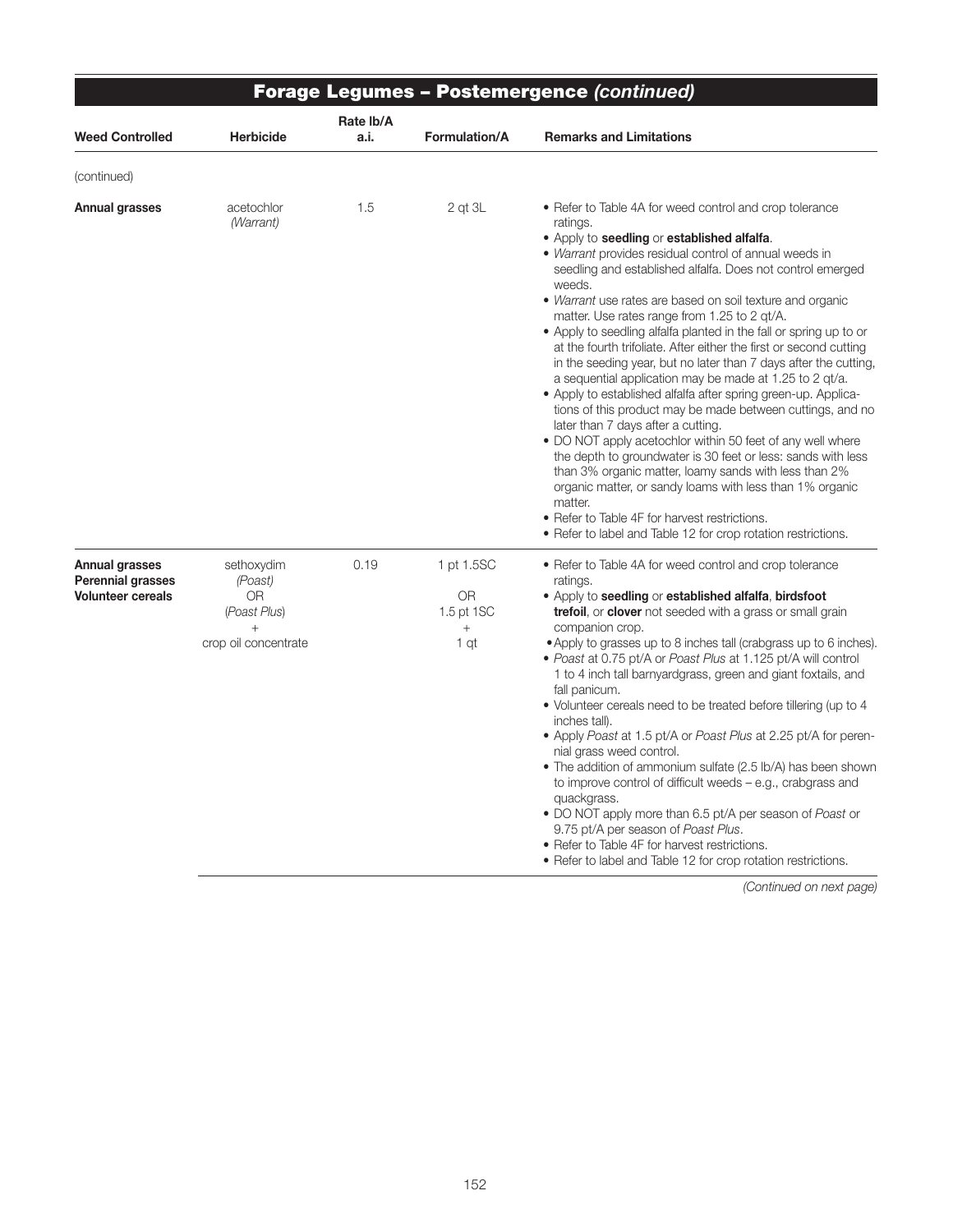## Forage Legumes – Postemergence *(continued)*

| Weed Controlled | Herbicide | Rate lb/A a.i. | Formulation/A | Remarks and Limitations |
|---|---|---|---|---|
| (continued) | | | | |
| **Annual grasses** | acetochlor *(Warrant)* | 1.5 | 2 qt 3L | • Refer to Table 4A for weed control and crop tolerance ratings.<br>• Apply to **seedling** or **established alfalfa**.<br>• *Warrant* provides residual control of annual weeds in seedling and established alfalfa. Does not control emerged weeds.<br>• *Warrant* use rates are based on soil texture and organic matter. Use rates range from 1.25 to 2 qt/A.<br>• Apply to seedling alfalfa planted in the fall or spring up to or at the fourth trifoliate. After either the first or second cutting in the seeding year, but no later than 7 days after the cutting, a sequential application may be made at 1.25 to 2 qt/a.<br>• Apply to established alfalfa after spring green-up. Applications of this product may be made between cuttings, and no later than 7 days after a cutting.<br>• DO NOT apply acetochlor within 50 feet of any well where the depth to groundwater is 30 feet or less: sands with less than 3% organic matter, loamy sands with less than 2% organic matter, or sandy loams with less than 1% organic matter.<br>• Refer to Table 4F for harvest restrictions.<br>• Refer to label and Table 12 for crop rotation restrictions. |
| **Annual grasses**<br>**Perennial grasses**<br>**Volunteer cereals** | sethoxydim<br>*(Poast)*<br>OR<br>(*Poast Plus*)<br>+<br>crop oil concentrate | 0.19 | 1 pt 1.5SC<br>OR<br>1.5 pt 1SC<br>+<br>1 qt | • Refer to Table 4A for weed control and crop tolerance ratings.<br>• Apply to **seedling** or **established alfalfa**, **birdsfoot trefoil**, or **clover** not seeded with a grass or small grain companion crop.<br>• Apply to grasses up to 8 inches tall (crabgrass up to 6 inches).<br>• *Poast* at 0.75 pt/A or *Poast Plus* at 1.125 pt/A will control 1 to 4 inch tall barnyardgrass, green and giant foxtails, and fall panicum.<br>• Volunteer cereals need to be treated before tillering (up to 4 inches tall).<br>• Apply *Poast* at 1.5 pt/A or *Poast Plus* at 2.25 pt/A for perennial grass weed control.<br>• The addition of ammonium sulfate (2.5 lb/A) has been shown to improve control of difficult weeds – e.g., crabgrass and quackgrass.<br>• DO NOT apply more than 6.5 pt/A per season of *Poast* or 9.75 pt/A per season of *Poast Plus*.<br>• Refer to Table 4F for harvest restrictions.<br>• Refer to label and Table 12 for crop rotation restrictions. |

*(Continued on next page)*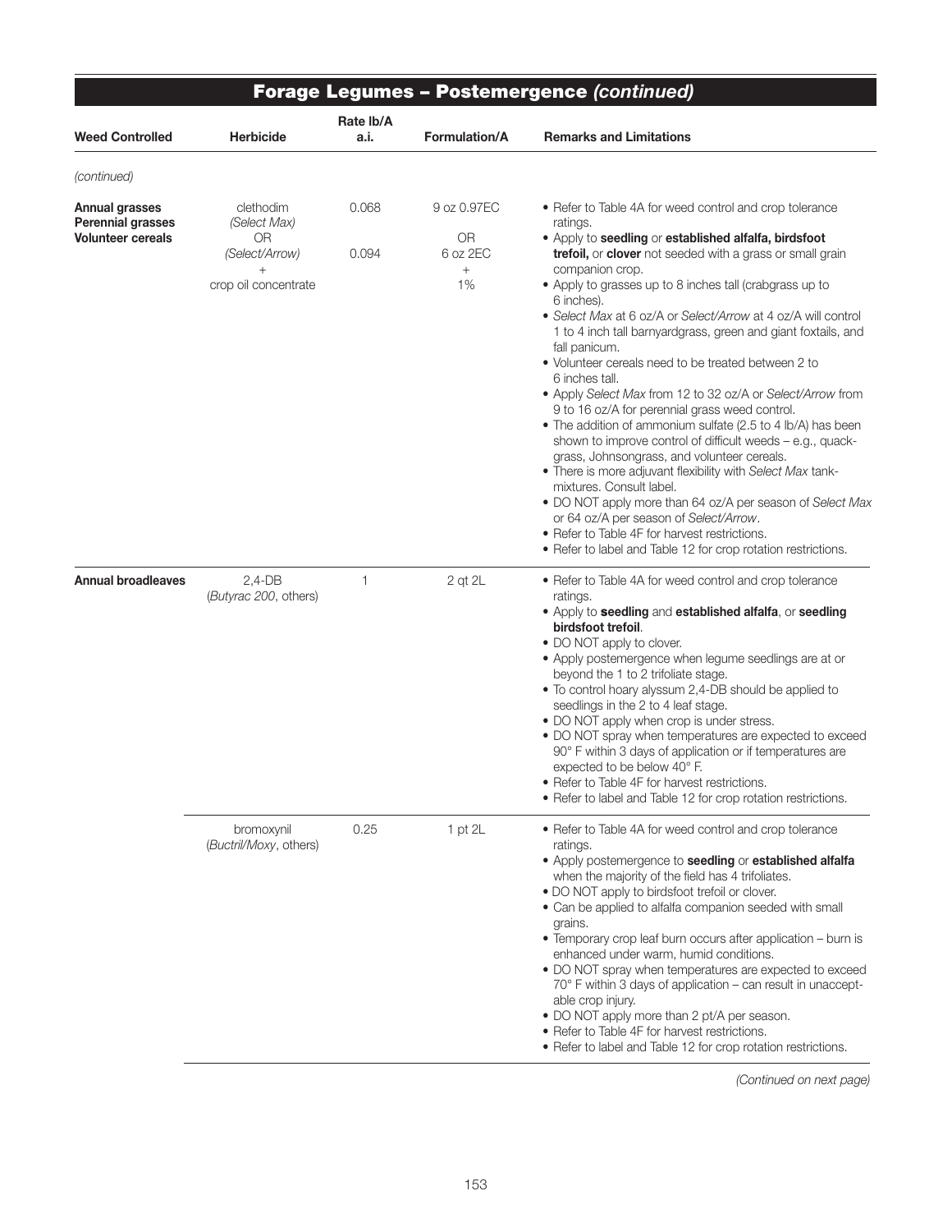## Forage Legumes – Postemergence *(continued)*

| Weed Controlled | Herbicide | Rate lb/A a.i. | Formulation/A | Remarks and Limitations |
|---|---|---|---|---|
| *(continued)* | | | | |
| **Annual grasses**<br>**Perennial grasses**<br>**Volunteer cereals** | clethodim<br>*(Select Max)*<br>OR<br>*(Select/Arrow)*<br>+<br>crop oil concentrate | 0.068<br><br><br>0.094 | 9 oz 0.97EC<br>OR<br>6 oz 2EC<br>+<br>1% | • Refer to Table 4A for weed control and crop tolerance ratings.<br>• Apply to **seedling** or **established alfalfa, birdsfoot trefoil,** or **clover** not seeded with a grass or small grain companion crop.<br>• Apply to grasses up to 8 inches tall (crabgrass up to 6 inches).<br>• *Select Max* at 6 oz/A or *Select/Arrow* at 4 oz/A will control 1 to 4 inch tall barnyardgrass, green and giant foxtails, and fall panicum.<br>• Volunteer cereals need to be treated between 2 to 6 inches tall.<br>• Apply *Select Max* from 12 to 32 oz/A or *Select/Arrow* from 9 to 16 oz/A for perennial grass weed control.<br>• The addition of ammonium sulfate (2.5 to 4 lb/A) has been shown to improve control of difficult weeds – e.g., quackgrass, Johnsongrass, and volunteer cereals.<br>• There is more adjuvant flexibility with *Select Max* tank-mixtures. Consult label.<br>• DO NOT apply more than 64 oz/A per season of *Select Max* or 64 oz/A per season of *Select/Arrow*.<br>• Refer to Table 4F for harvest restrictions.<br>• Refer to label and Table 12 for crop rotation restrictions. |
| **Annual broadleaves** | 2,4-DB<br>(*Butyrac 200*, others) | 1 | 2 qt 2L | • Refer to Table 4A for weed control and crop tolerance ratings.<br>• Apply to **seedling** and **established alfalfa**, or **seedling birdsfoot trefoil**.<br>• DO NOT apply to clover.<br>• Apply postemergence when legume seedlings are at or beyond the 1 to 2 trifoliate stage.<br>• To control hoary alyssum 2,4-DB should be applied to seedlings in the 2 to 4 leaf stage.<br>• DO NOT apply when crop is under stress.<br>• DO NOT spray when temperatures are expected to exceed 90° F within 3 days of application or if temperatures are expected to be below 40° F.<br>• Refer to Table 4F for harvest restrictions.<br>• Refer to label and Table 12 for crop rotation restrictions. |
| | bromoxynil<br>(*Buctril/Moxy*, others) | 0.25 | 1 pt 2L | • Refer to Table 4A for weed control and crop tolerance ratings.<br>• Apply postemergence to **seedling** or **established alfalfa** when the majority of the field has 4 trifoliates.<br>• DO NOT apply to birdsfoot trefoil or clover.<br>• Can be applied to alfalfa companion seeded with small grains.<br>• Temporary crop leaf burn occurs after application – burn is enhanced under warm, humid conditions.<br>• DO NOT spray when temperatures are expected to exceed 70° F within 3 days of application – can result in unacceptable crop injury.<br>• DO NOT apply more than 2 pt/A per season.<br>• Refer to Table 4F for harvest restrictions.<br>• Refer to label and Table 12 for crop rotation restrictions. |

*(Continued on next page)*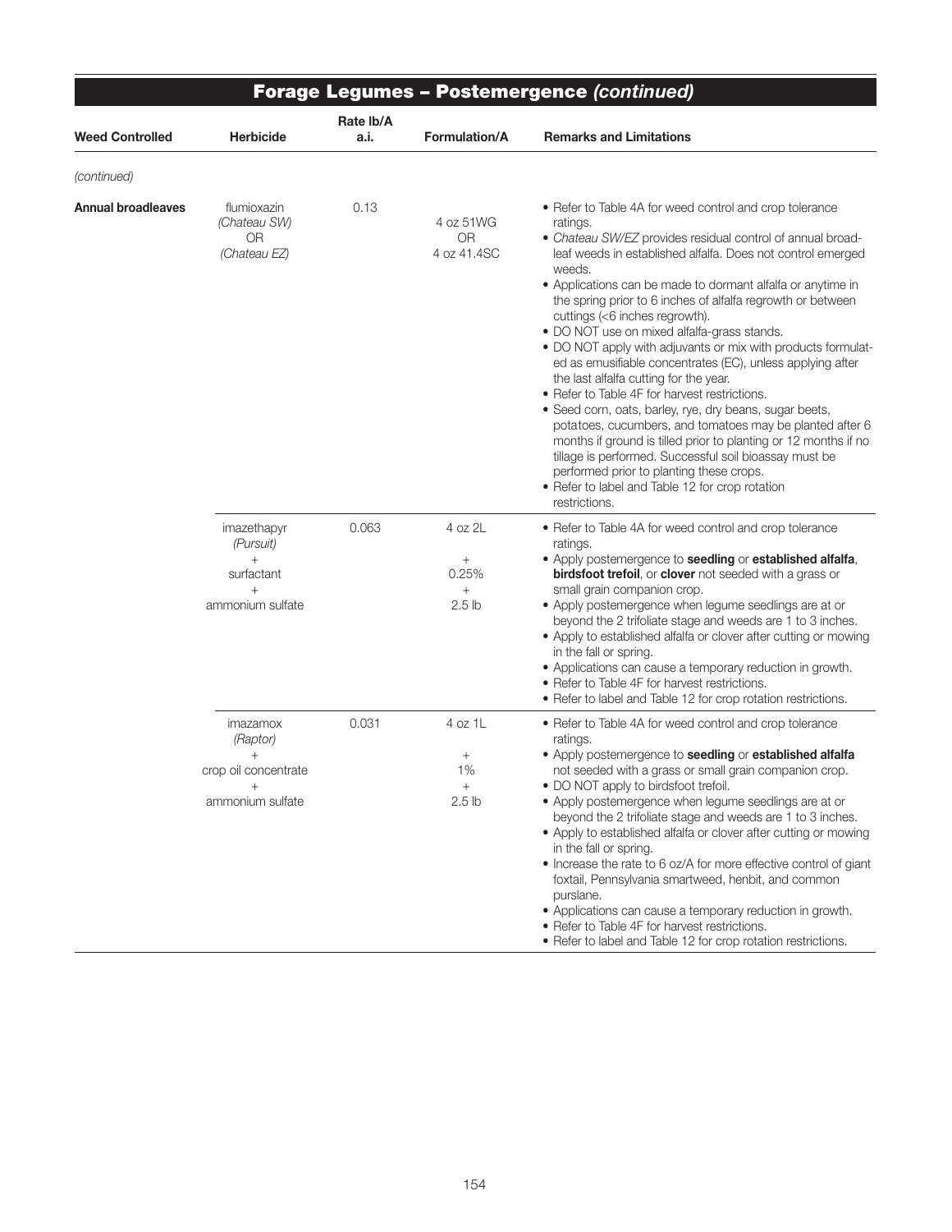## Forage Legumes – Postemergence *(continued)*

| Weed Controlled | Herbicide | Rate lb/A a.i. | Formulation/A | Remarks and Limitations |
|---|---|---|---|---|
| *(continued)* | | | | |
| **Annual broadleaves** | flumioxazin *(Chateau SW)* OR *(Chateau EZ)* | 0.13 | 4 oz 51WG OR 4 oz 41.4SC | • Refer to Table 4A for weed control and crop tolerance ratings.<br>• *Chateau SW/EZ* provides residual control of annual broadleaf weeds in established alfalfa. Does not control emerged weeds.<br>• Applications can be made to dormant alfalfa or anytime in the spring prior to 6 inches of alfalfa regrowth or between cuttings (<6 inches regrowth).<br>• DO NOT use on mixed alfalfa-grass stands.<br>• DO NOT apply with adjuvants or mix with products formulated as emusifiable concentrates (EC), unless applying after the last alfalfa cutting for the year.<br>• Refer to Table 4F for harvest restrictions.<br>• Seed corn, oats, barley, rye, dry beans, sugar beets, potatoes, cucumbers, and tomatoes may be planted after 6 months if ground is tilled prior to planting or 12 months if no tillage is performed. Successful soil bioassay must be performed prior to planting these crops.<br>• Refer to label and Table 12 for crop rotation restrictions. |
| | imazethapyr *(Pursuit)* + surfactant + ammonium sulfate | 0.063 | 4 oz 2L + 0.25% + 2.5 lb | • Refer to Table 4A for weed control and crop tolerance ratings.<br>• Apply postemergence to **seedling** or **established alfalfa**, **birdsfoot trefoil**, or **clover** not seeded with a grass or small grain companion crop.<br>• Apply postemergence when legume seedlings are at or beyond the 2 trifoliate stage and weeds are 1 to 3 inches.<br>• Apply to established alfalfa or clover after cutting or mowing in the fall or spring.<br>• Applications can cause a temporary reduction in growth.<br>• Refer to Table 4F for harvest restrictions.<br>• Refer to label and Table 12 for crop rotation restrictions. |
| | imazamox *(Raptor)* + crop oil concentrate + ammonium sulfate | 0.031 | 4 oz 1L + 1% + 2.5 lb | • Refer to Table 4A for weed control and crop tolerance ratings.<br>• Apply postemergence to **seedling** or **established alfalfa** not seeded with a grass or small grain companion crop.<br>• DO NOT apply to birdsfoot trefoil.<br>• Apply postemergence when legume seedlings are at or beyond the 2 trifoliate stage and weeds are 1 to 3 inches.<br>• Apply to established alfalfa or clover after cutting or mowing in the fall or spring.<br>• Increase the rate to 6 oz/A for more effective control of giant foxtail, Pennsylvania smartweed, henbit, and common purslane.<br>• Applications can cause a temporary reduction in growth.<br>• Refer to Table 4F for harvest restrictions.<br>• Refer to label and Table 12 for crop rotation restrictions. |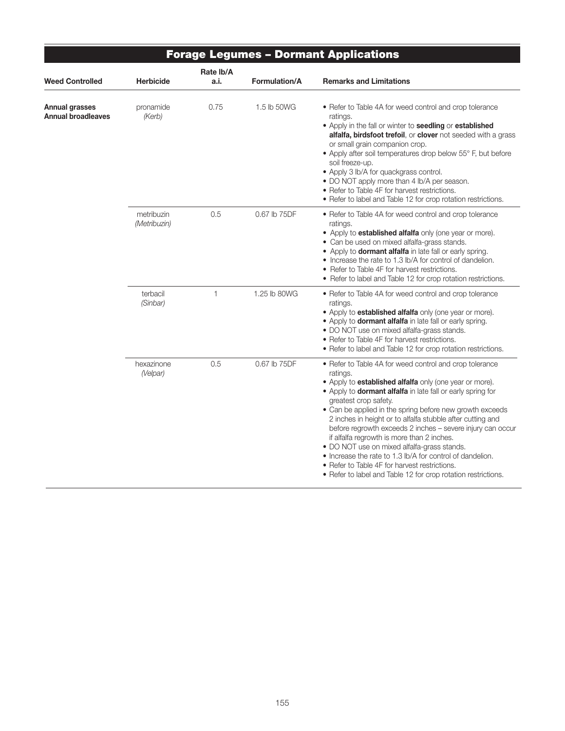## Forage Legumes – Dormant Applications

| Weed Controlled | Herbicide | Rate lb/A a.i. | Formulation/A | Remarks and Limitations |
|---|---|---|---|---|
| **Annual grasses** **Annual broadleaves** | pronamide *(Kerb)* | 0.75 | 1.5 lb 50WG | • Refer to Table 4A for weed control and crop tolerance ratings. <br>• Apply in the fall or winter to **seedling** or **established alfalfa, birdsfoot trefoil**, or **clover** not seeded with a grass or small grain companion crop. <br>• Apply after soil temperatures drop below 55° F, but before soil freeze-up. <br>• Apply 3 lb/A for quackgrass control. <br>• DO NOT apply more than 4 lb/A per season. <br>• Refer to Table 4F for harvest restrictions. <br>• Refer to label and Table 12 for crop rotation restrictions. |
| | metribuzin *(Metribuzin)* | 0.5 | 0.67 lb 75DF | • Refer to Table 4A for weed control and crop tolerance ratings. <br>• Apply to **established alfalfa** only (one year or more). <br>• Can be used on mixed alfalfa-grass stands. <br>• Apply to **dormant alfalfa** in late fall or early spring. <br>• Increase the rate to 1.3 lb/A for control of dandelion. <br>• Refer to Table 4F for harvest restrictions. <br>• Refer to label and Table 12 for crop rotation restrictions. |
| | terbacil *(Sinbar)* | 1 | 1.25 lb 80WG | • Refer to Table 4A for weed control and crop tolerance ratings. <br>• Apply to **established alfalfa** only (one year or more). <br>• Apply to **dormant alfalfa** in late fall or early spring. <br>• DO NOT use on mixed alfalfa-grass stands. <br>• Refer to Table 4F for harvest restrictions. <br>• Refer to label and Table 12 for crop rotation restrictions. |
| | hexazinone *(Velpar)* | 0.5 | 0.67 lb 75DF | • Refer to Table 4A for weed control and crop tolerance ratings. <br>• Apply to **established alfalfa** only (one year or more). <br>• Apply to **dormant alfalfa** in late fall or early spring for greatest crop safety. <br>• Can be applied in the spring before new growth exceeds 2 inches in height or to alfalfa stubble after cutting and before regrowth exceeds 2 inches – severe injury can occur if alfalfa regrowth is more than 2 inches. <br>• DO NOT use on mixed alfalfa-grass stands. <br>• Increase the rate to 1.3 lb/A for control of dandelion. <br>• Refer to Table 4F for harvest restrictions. <br>• Refer to label and Table 12 for crop rotation restrictions. |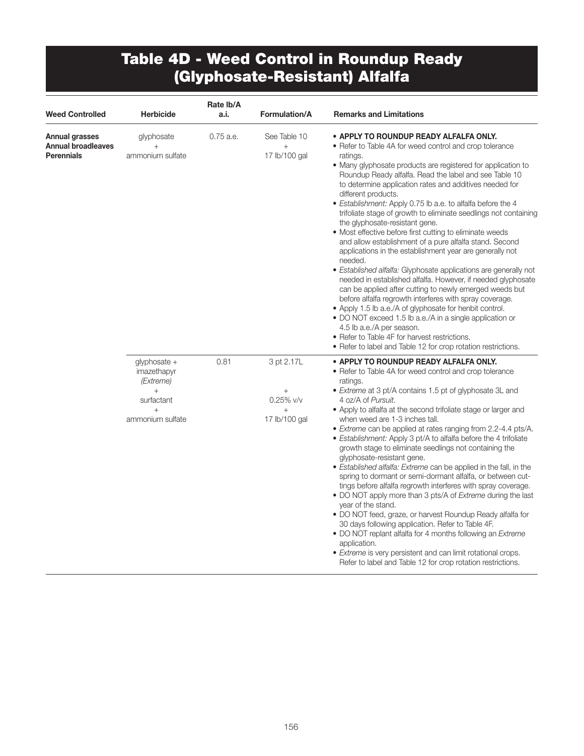# Table 4D - Weed Control in Roundup Ready (Glyphosate-Resistant) Alfalfa

| Weed Controlled | Herbicide | Rate lb/A a.i. | Formulation/A | Remarks and Limitations |
|---|---|---|---|---|
| **Annual grasses**<br>**Annual broadleaves**<br>**Perennials** | glyphosate<br>+<br>ammonium sulfate | 0.75 a.e. | See Table 10<br>+<br>17 lb/100 gal | • **APPLY TO ROUNDUP READY ALFALFA ONLY.**<br>• Refer to Table 4A for weed control and crop tolerance ratings.<br>• Many glyphosate products are registered for application to Roundup Ready alfalfa. Read the label and see Table 10 to determine application rates and additives needed for different products.<br>• *Establishment:* Apply 0.75 lb a.e. to alfalfa before the 4 trifoliate stage of growth to eliminate seedlings not containing the glyphosate-resistant gene.<br>• Most effective before first cutting to eliminate weeds and allow establishment of a pure alfalfa stand. Second applications in the establishment year are generally not needed.<br>• *Established alfalfa:* Glyphosate applications are generally not needed in established alfalfa. However, if needed glyphosate can be applied after cutting to newly emerged weeds but before alfalfa regrowth interferes with spray coverage.<br>• Apply 1.5 lb a.e./A of glyphosate for henbit control.<br>• DO NOT exceed 1.5 lb a.e./A in a single application or 4.5 lb a.e./A per season.<br>• Refer to Table 4F for harvest restrictions.<br>• Refer to label and Table 12 for crop rotation restrictions. |
| | glyphosate +<br>imazethapyr<br>*(Extreme)*<br>+<br>surfactant<br>+<br>ammonium sulfate | 0.81 | 3 pt 2.17L<br><br>+<br>0.25% v/v<br>+<br>17 lb/100 gal | • **APPLY TO ROUNDUP READY ALFALFA ONLY.**<br>• Refer to Table 4A for weed control and crop tolerance ratings.<br>• *Extreme* at 3 pt/A contains 1.5 pt of glyphosate 3L and 4 oz/A of *Pursuit*.<br>• Apply to alfalfa at the second trifoliate stage or larger and when weed are 1-3 inches tall.<br>• *Extreme* can be applied at rates ranging from 2.2-4.4 pts/A.<br>• *Establishment:* Apply 3 pt/A to alfalfa before the 4 trifoliate growth stage to eliminate seedlings not containing the glyphosate-resistant gene.<br>• *Established alfalfa: Extreme* can be applied in the fall, in the spring to dormant or semi-dormant alfalfa, or between cuttings before alfalfa regrowth interferes with spray coverage.<br>• DO NOT apply more than 3 pts/A of *Extreme* during the last year of the stand.<br>• DO NOT feed, graze, or harvest Roundup Ready alfalfa for 30 days following application. Refer to Table 4F.<br>• DO NOT replant alfalfa for 4 months following an *Extreme* application.<br>• *Extreme* is very persistent and can limit rotational crops. Refer to label and Table 12 for crop rotation restrictions. |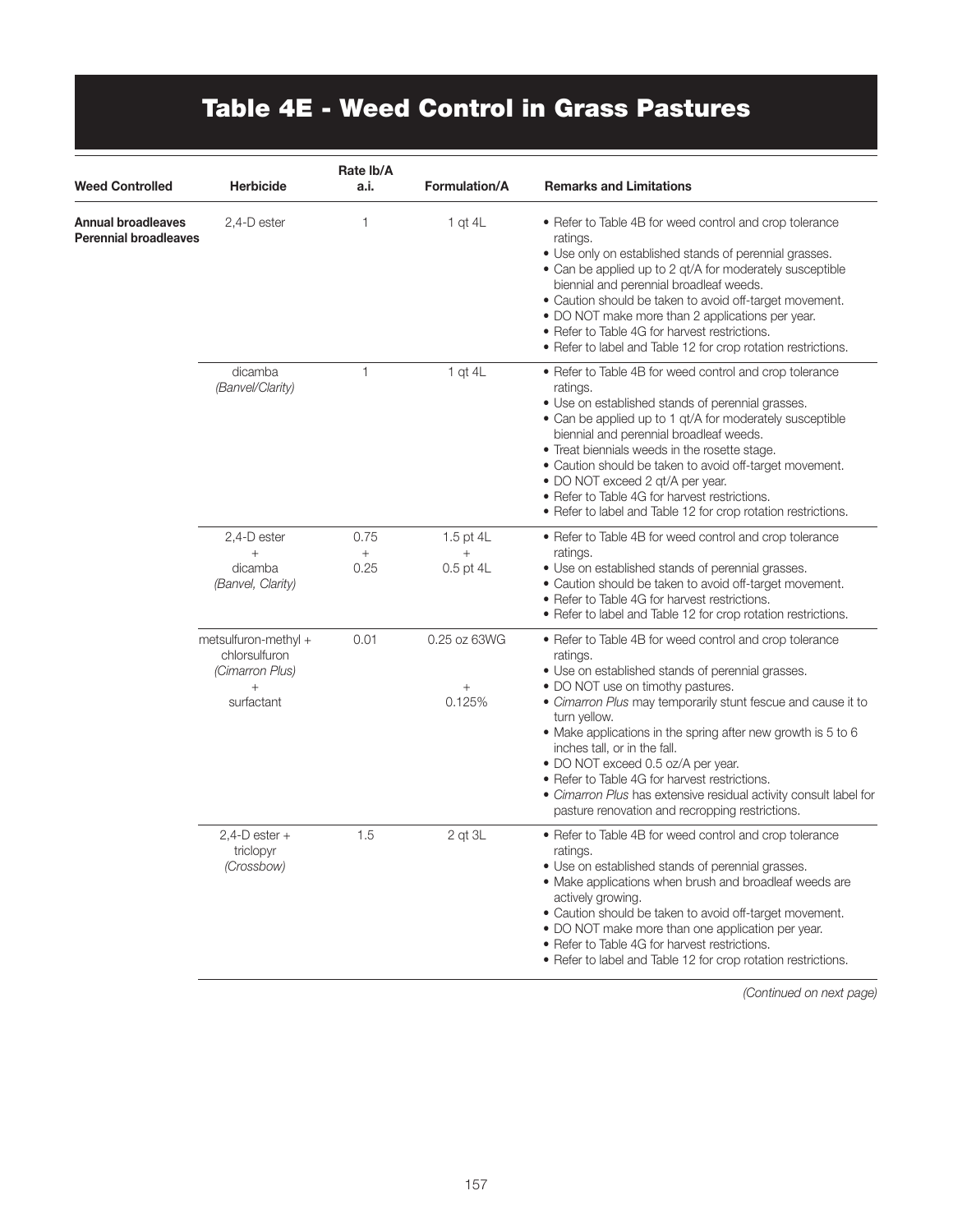# Table 4E - Weed Control in Grass Pastures

| Weed Controlled | Herbicide | Rate lb/A a.i. | Formulation/A | Remarks and Limitations |
|---|---|---|---|---|
| **Annual broadleaves** **Perennial broadleaves** | 2,4-D ester | 1 | 1 qt 4L | • Refer to Table 4B for weed control and crop tolerance ratings.<br>• Use only on established stands of perennial grasses.<br>• Can be applied up to 2 qt/A for moderately susceptible biennial and perennial broadleaf weeds.<br>• Caution should be taken to avoid off-target movement.<br>• DO NOT make more than 2 applications per year.<br>• Refer to Table 4G for harvest restrictions.<br>• Refer to label and Table 12 for crop rotation restrictions. |
| | dicamba *(Banvel/Clarity)* | 1 | 1 qt 4L | • Refer to Table 4B for weed control and crop tolerance ratings.<br>• Use on established stands of perennial grasses.<br>• Can be applied up to 1 qt/A for moderately susceptible biennial and perennial broadleaf weeds.<br>• Treat biennials weeds in the rosette stage.<br>• Caution should be taken to avoid off-target movement.<br>• DO NOT exceed 2 qt/A per year.<br>• Refer to Table 4G for harvest restrictions.<br>• Refer to label and Table 12 for crop rotation restrictions. |
| | 2,4-D ester + dicamba *(Banvel, Clarity)* | 0.75 + 0.25 | 1.5 pt 4L + 0.5 pt 4L | • Refer to Table 4B for weed control and crop tolerance ratings.<br>• Use on established stands of perennial grasses.<br>• Caution should be taken to avoid off-target movement.<br>• Refer to Table 4G for harvest restrictions.<br>• Refer to label and Table 12 for crop rotation restrictions. |
| | metsulfuron-methyl + chlorsulfuron *(Cimarron Plus)* + surfactant | 0.01 | 0.25 oz 63WG + 0.125% | • Refer to Table 4B for weed control and crop tolerance ratings.<br>• Use on established stands of perennial grasses.<br>• DO NOT use on timothy pastures.<br>• *Cimarron Plus* may temporarily stunt fescue and cause it to turn yellow.<br>• Make applications in the spring after new growth is 5 to 6 inches tall, or in the fall.<br>• DO NOT exceed 0.5 oz/A per year.<br>• Refer to Table 4G for harvest restrictions.<br>• *Cimarron Plus* has extensive residual activity consult label for pasture renovation and recropping restrictions. |
| | 2,4-D ester + triclopyr *(Crossbow)* | 1.5 | 2 qt 3L | • Refer to Table 4B for weed control and crop tolerance ratings.<br>• Use on established stands of perennial grasses.<br>• Make applications when brush and broadleaf weeds are actively growing.<br>• Caution should be taken to avoid off-target movement.<br>• DO NOT make more than one application per year.<br>• Refer to Table 4G for harvest restrictions.<br>• Refer to label and Table 12 for crop rotation restrictions. |

*(Continued on next page)*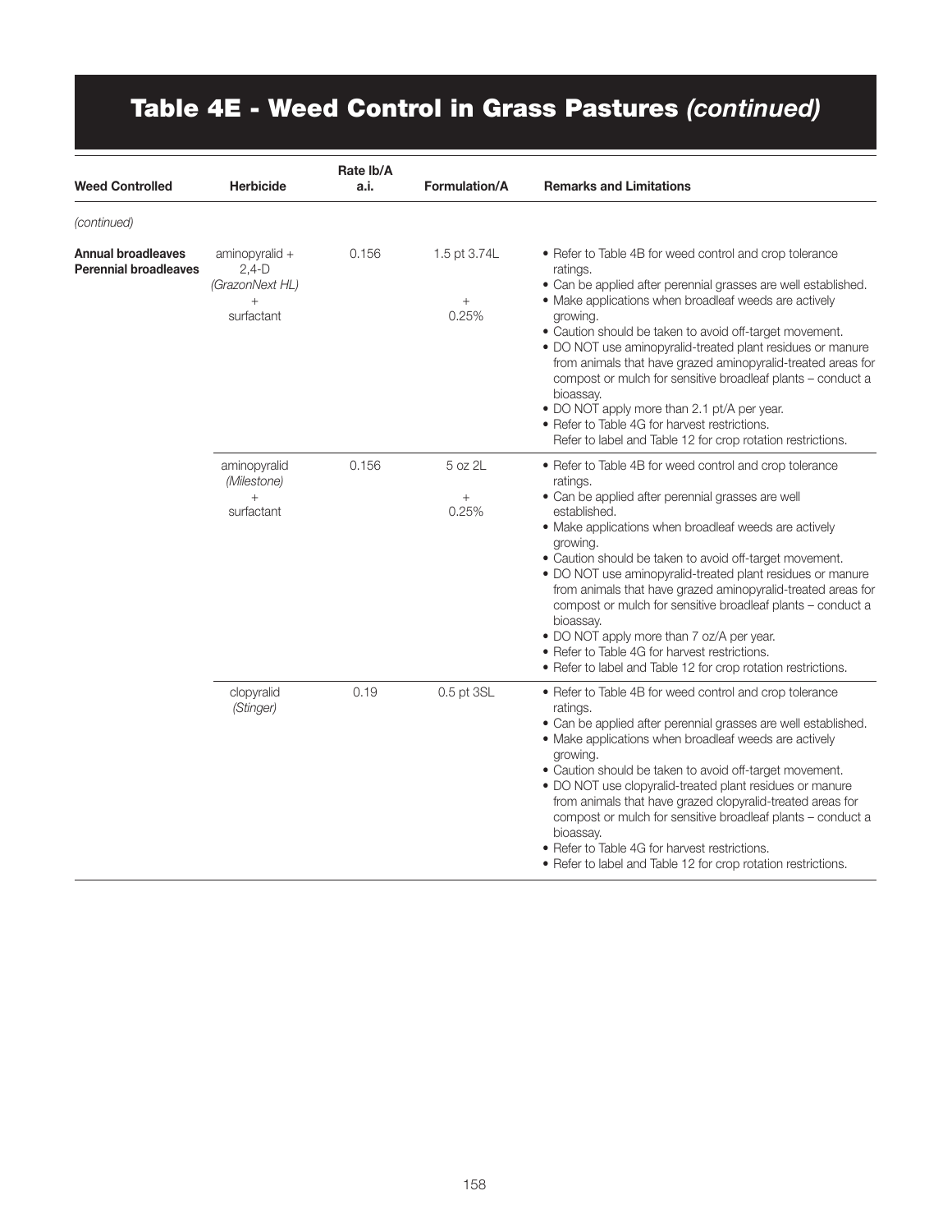# Table 4E - Weed Control in Grass Pastures *(continued)*

| Weed Controlled | Herbicide | Rate lb/A a.i. | Formulation/A | Remarks and Limitations |
|---|---|---|---|---|
| *(continued)* | | | | |
| **Annual broadleaves** **Perennial broadleaves** | aminopyralid + 2,4-D *(GrazonNext HL)* + surfactant | 0.156 | 1.5 pt 3.74L + 0.25% | • Refer to Table 4B for weed control and crop tolerance ratings. • Can be applied after perennial grasses are well established. • Make applications when broadleaf weeds are actively growing. • Caution should be taken to avoid off-target movement. • DO NOT use aminopyralid-treated plant residues or manure from animals that have grazed aminopyralid-treated areas for compost or mulch for sensitive broadleaf plants – conduct a bioassay. • DO NOT apply more than 2.1 pt/A per year. • Refer to Table 4G for harvest restrictions. Refer to label and Table 12 for crop rotation restrictions. |
| | aminopyralid *(Milestone)* + surfactant | 0.156 | 5 oz 2L + 0.25% | • Refer to Table 4B for weed control and crop tolerance ratings. • Can be applied after perennial grasses are well established. • Make applications when broadleaf weeds are actively growing. • Caution should be taken to avoid off-target movement. • DO NOT use aminopyralid-treated plant residues or manure from animals that have grazed aminopyralid-treated areas for compost or mulch for sensitive broadleaf plants – conduct a bioassay. • DO NOT apply more than 7 oz/A per year. • Refer to Table 4G for harvest restrictions. • Refer to label and Table 12 for crop rotation restrictions. |
| | clopyralid *(Stinger)* | 0.19 | 0.5 pt 3SL | • Refer to Table 4B for weed control and crop tolerance ratings. • Can be applied after perennial grasses are well established. • Make applications when broadleaf weeds are actively growing. • Caution should be taken to avoid off-target movement. • DO NOT use clopyralid-treated plant residues or manure from animals that have grazed clopyralid-treated areas for compost or mulch for sensitive broadleaf plants – conduct a bioassay. • Refer to Table 4G for harvest restrictions. • Refer to label and Table 12 for crop rotation restrictions. |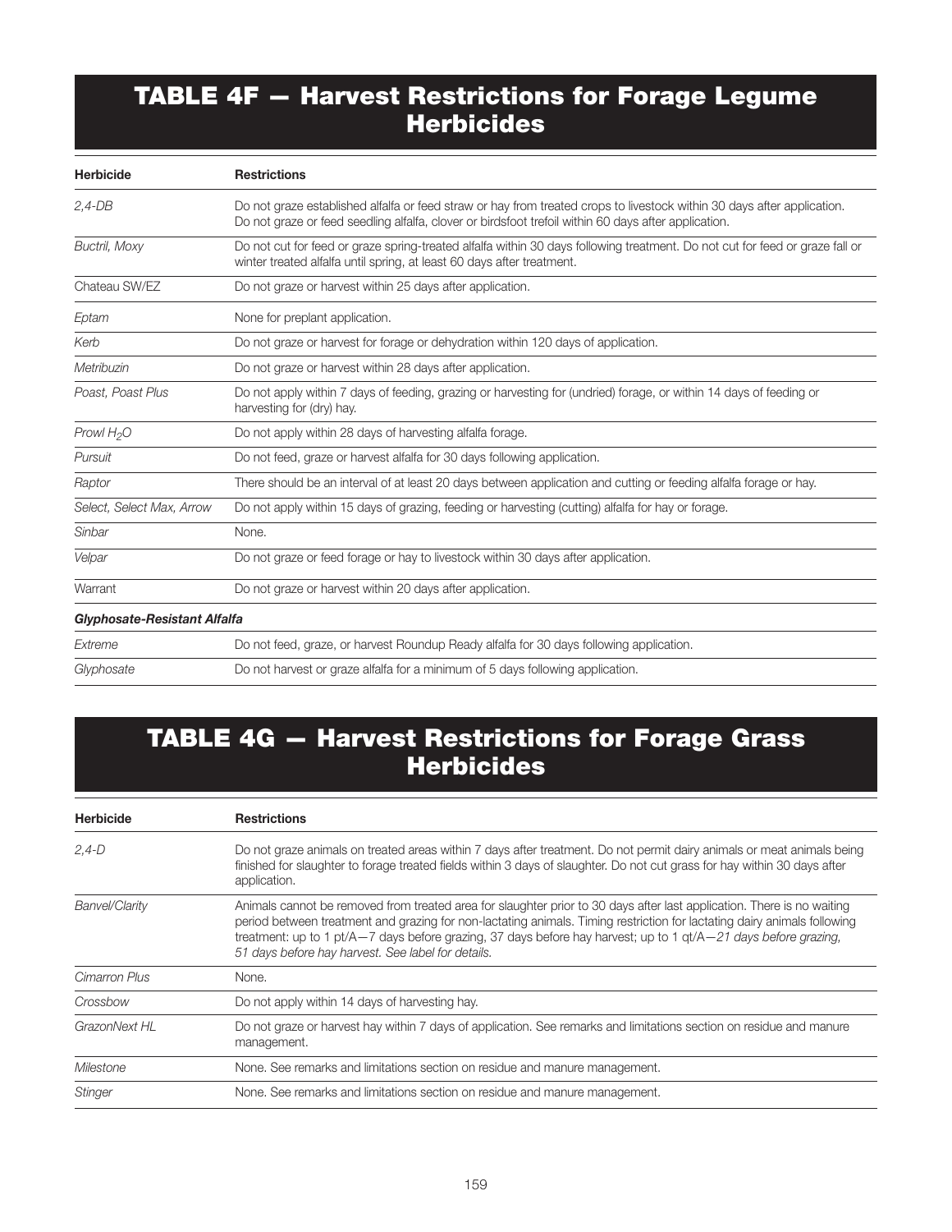## TABLE 4F — Harvest Restrictions for Forage Legume Herbicides

| Herbicide | Restrictions |
| --- | --- |
| *2,4-DB* | Do not graze established alfalfa or feed straw or hay from treated crops to livestock within 30 days after application. Do not graze or feed seedling alfalfa, clover or birdsfoot trefoil within 60 days after application. |
| *Buctril, Moxy* | Do not cut for feed or graze spring-treated alfalfa within 30 days following treatment. Do not cut for feed or graze fall or winter treated alfalfa until spring, at least 60 days after treatment. |
| Chateau SW/EZ | Do not graze or harvest within 25 days after application. |
| *Eptam* | None for preplant application. |
| *Kerb* | Do not graze or harvest for forage or dehydration within 120 days of application. |
| *Metribuzin* | Do not graze or harvest within 28 days after application. |
| *Poast, Poast Plus* | Do not apply within 7 days of feeding, grazing or harvesting for (undried) forage, or within 14 days of feeding or harvesting for (dry) hay. |
| *Prowl $H_2O$* | Do not apply within 28 days of harvesting alfalfa forage. |
| *Pursuit* | Do not feed, graze or harvest alfalfa for 30 days following application. |
| *Raptor* | There should be an interval of at least 20 days between application and cutting or feeding alfalfa forage or hay. |
| *Select, Select Max, Arrow* | Do not apply within 15 days of grazing, feeding or harvesting (cutting) alfalfa for hay or forage. |
| *Sinbar* | None. |
| *Velpar* | Do not graze or feed forage or hay to livestock within 30 days after application. |
| Warrant | Do not graze or harvest within 20 days after application. |
| ***Glyphosate-Resistant Alfalfa*** | |
| *Extreme* | Do not feed, graze, or harvest Roundup Ready alfalfa for 30 days following application. |
| *Glyphosate* | Do not harvest or graze alfalfa for a minimum of 5 days following application. |

## TABLE 4G — Harvest Restrictions for Forage Grass Herbicides

| Herbicide | Restrictions |
| --- | --- |
| *2,4-D* | Do not graze animals on treated areas within 7 days after treatment. Do not permit dairy animals or meat animals being finished for slaughter to forage treated fields within 3 days of slaughter. Do not cut grass for hay within 30 days after application. |
| *Banvel/Clarity* | Animals cannot be removed from treated area for slaughter prior to 30 days after last application. There is no waiting period between treatment and grazing for non-lactating animals. Timing restriction for lactating dairy animals following treatment: up to 1 pt/A—7 days before grazing, 37 days before hay harvest; up to 1 qt/A—*21 days before grazing, 51 days before hay harvest. See label for details.* |
| *Cimarron Plus* | None. |
| *Crossbow* | Do not apply within 14 days of harvesting hay. |
| *GrazonNext HL* | Do not graze or harvest hay within 7 days of application. See remarks and limitations section on residue and manure management. |
| *Milestone* | None. See remarks and limitations section on residue and manure management. |
| *Stinger* | None. See remarks and limitations section on residue and manure management. |